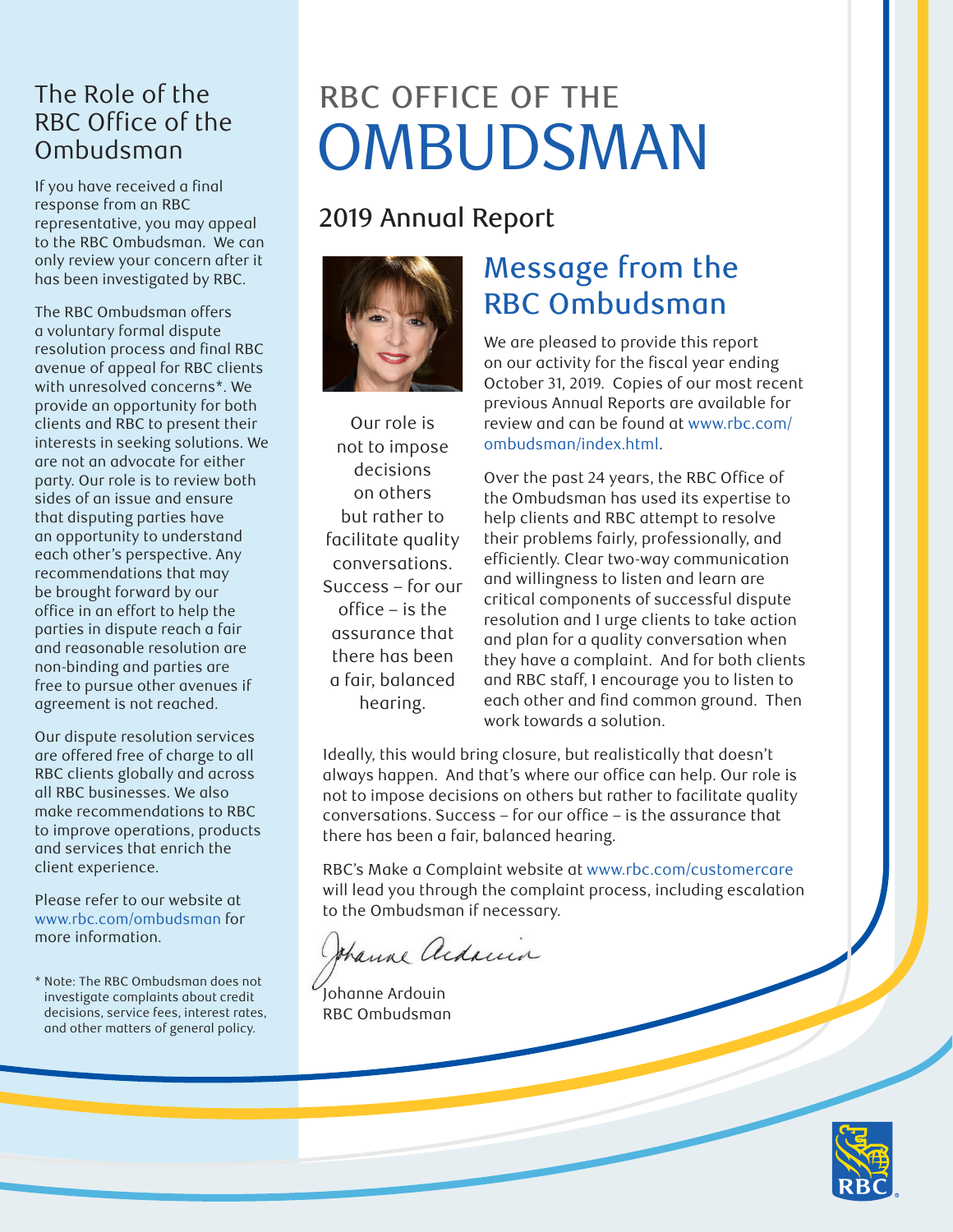# RBC OFFICE OF THE OMBUDSMAN

## 2019 Annual Report

## The Role of the RBC Office of the Ombudsman

If you have received a final response from an RBC representative, you may appeal to the RBC Ombudsman. We can only review your concern after it has been investigated by RBC.

The RBC Ombudsman offers a voluntary formal dispute resolution process and final RBC avenue of appeal for RBC clients with unresolved concerns*. We provide an opportunity for both clients and RBC to present their interests in seeking solutions. We are not an advocate for either party. Our role is to review both sides of an issue and ensure that disputing parties have an opportunity to understand each other's perspective. Any recommendations that may be brought forward by our office in an effort to help the parties in dispute reach a fair and reasonable resolution are non-binding and parties are free to pursue other avenues if agreement is not reached.

Our dispute resolution services are offered free of charge to all RBC clients globally and across all RBC businesses. We also make recommendations to RBC to improve operations, products and services that enrich the client experience.

Please refer to our website at www.rbc.com/ombudsman for more information.

\* Note: The RBC Ombudsman does not investigate complaints about credit decisions, service fees, interest rates, and other matters of general policy.

> Our role is not to impose decisions on others but rather to facilitate quality conversations. Success – for our office – is the assurance that there has been a fair, balanced hearing.

## Message from the RBC Ombudsman

We are pleased to provide this report on our activity for the fiscal year ending October 31, 2019. Copies of our most recent previous Annual Reports are available for review and can be found at www.rbc.com/ombudsman/index.html.

Over the past 24 years, the RBC Office of the Ombudsman has used its expertise to help clients and RBC attempt to resolve their problems fairly, professionally, and efficiently. Clear two-way communication and willingness to listen and learn are critical components of successful dispute resolution and I urge clients to take action and plan for a quality conversation when they have a complaint. And for both clients and RBC staff, I encourage you to listen to each other and find common ground. Then work towards a solution.

Ideally, this would bring closure, but realistically that doesn't always happen. And that's where our office can help. Our role is not to impose decisions on others but rather to facilitate quality conversations. Success – for our office – is the assurance that there has been a fair, balanced hearing.

RBC's Make a Complaint website at www.rbc.com/customercare will lead you through the complaint process, including escalation to the Ombudsman if necessary.

Johanne Ardouin
RBC Ombudsman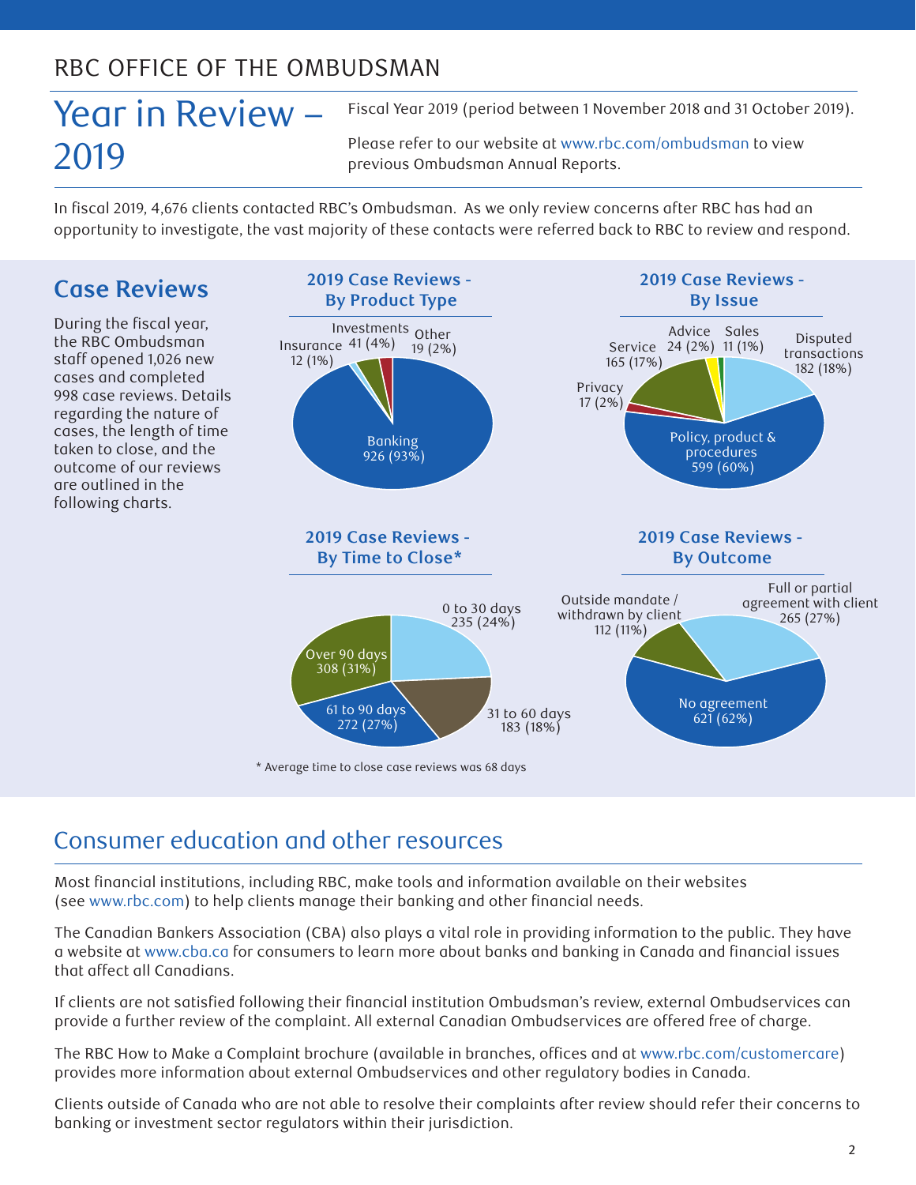RBC OFFICE OF THE OMBUDSMAN

# Year in Review – 2019

Fiscal Year 2019 (period between 1 November 2018 and 31 October 2019).

Please refer to our website at www.rbc.com/ombudsman to view previous Ombudsman Annual Reports.

In fiscal 2019, 4,676 clients contacted RBC's Ombudsman. As we only review concerns after RBC has had an opportunity to investigate, the vast majority of these contacts were referred back to RBC to review and respond.

## Case Reviews

During the fiscal year, the RBC Ombudsman staff opened 1,026 new cases and completed 998 case reviews. Details regarding the nature of cases, the length of time taken to close, and the outcome of our reviews are outlined in the following charts.

**2019 Case Reviews - By Product Type**

Banking 926 (93%)
Insurance 12 (1%)
Investments 41 (4%)
Other 19 (2%)

**2019 Case Reviews - By Issue**

Policy, product & procedures 599 (60%)
Privacy 17 (2%)
Service 165 (17%)
Advice 24 (2%)
Sales 11 (1%)
Disputed transactions 182 (18%)

**2019 Case Reviews - By Time to Close***

0 to 30 days 235 (24%)
31 to 60 days 183 (18%)
61 to 90 days 272 (27%)
Over 90 days 308 (31%)

\* Average time to close case reviews was 68 days

**2019 Case Reviews - By Outcome**

Full or partial agreement with client 265 (27%)
No agreement 621 (62%)
Outside mandate / withdrawn by client 112 (11%)

## Consumer education and other resources

Most financial institutions, including RBC, make tools and information available on their websites (see www.rbc.com) to help clients manage their banking and other financial needs.

The Canadian Bankers Association (CBA) also plays a vital role in providing information to the public. They have a website at www.cba.ca for consumers to learn more about banks and banking in Canada and financial issues that affect all Canadians.

If clients are not satisfied following their financial institution Ombudsman's review, external Ombudservices can provide a further review of the complaint. All external Canadian Ombudservices are offered free of charge.

The RBC How to Make a Complaint brochure (available in branches, offices and at www.rbc.com/customercare) provides more information about external Ombudservices and other regulatory bodies in Canada.

Clients outside of Canada who are not able to resolve their complaints after review should refer their concerns to banking or investment sector regulators within their jurisdiction.